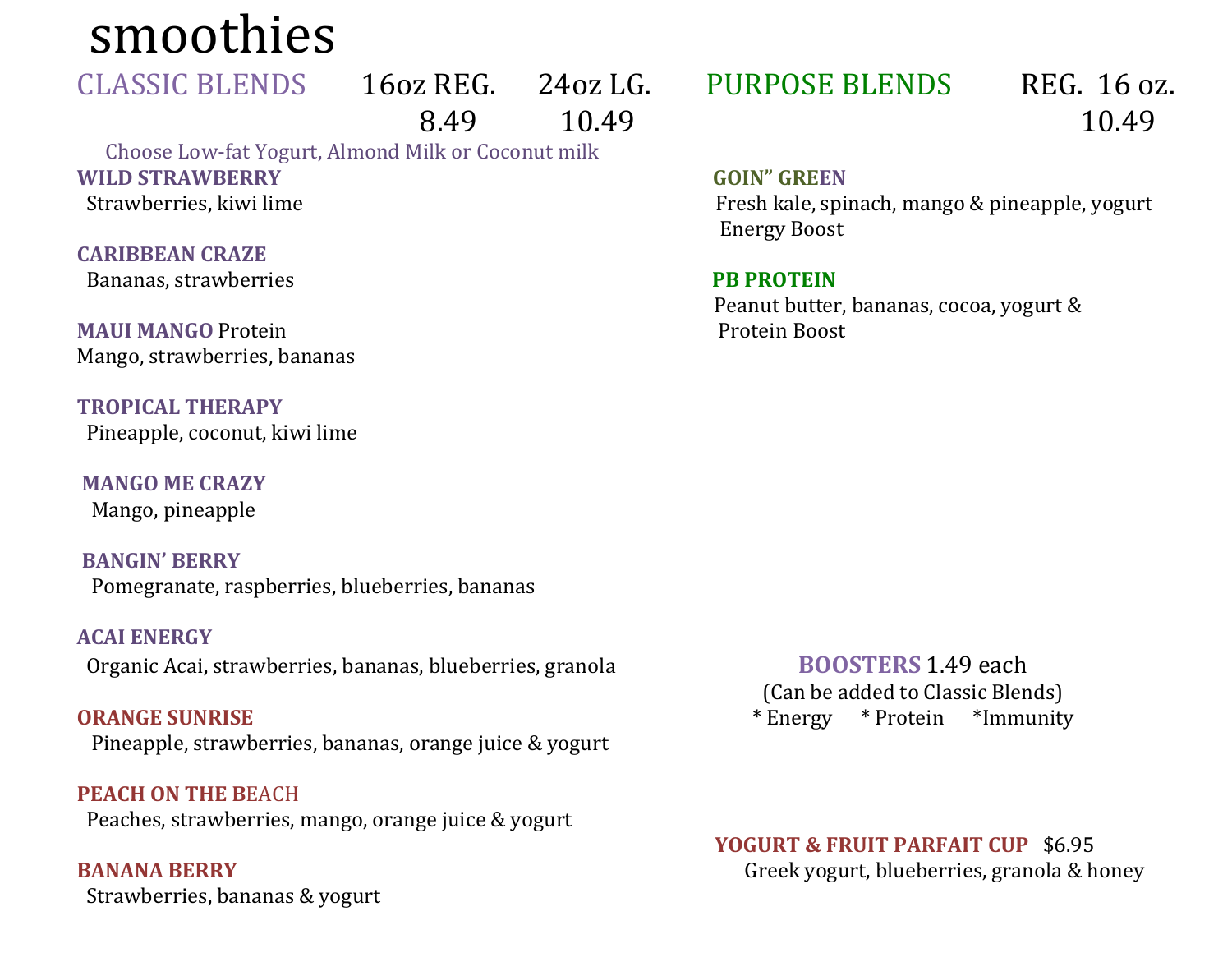# smoothies

## CLASSIC BLENDS

16oz REG. 8.49 | 24oz LG. 10.49

Choose Low-fat Yogurt, Almond Milk or Coconut milk

**WILD STRAWBERRY**
Strawberries, kiwi lime

**CARIBBEAN CRAZE**
Bananas, strawberries

**MAUI MANGO** Protein
Mango, strawberries, bananas

**TROPICAL THERAPY**
Pineapple, coconut, kiwi lime

**MANGO ME CRAZY**
Mango, pineapple

**BANGIN' BERRY**
Pomegranate, raspberries, blueberries, bananas

**ACAI ENERGY**
Organic Acai, strawberries, bananas, blueberries, granola

**ORANGE SUNRISE**
Pineapple, strawberries, bananas, orange juice & yogurt

**PEACH ON THE BEACH**
Peaches, strawberries, mango, orange juice & yogurt

**BANANA BERRY**
Strawberries, bananas & yogurt

## PURPOSE BLENDS

REG. 16 oz. 10.49

**GOIN" GREEN**
Fresh kale, spinach, mango & pineapple, yogurt
Energy Boost

**PB PROTEIN**
Peanut butter, bananas, cocoa, yogurt &
Protein Boost

**BOOSTERS** 1.49 each
(Can be added to Classic Blends)
* Energy * Protein *Immunity

**YOGURT & FRUIT PARFAIT CUP** $6.95
Greek yogurt, blueberries, granola & honey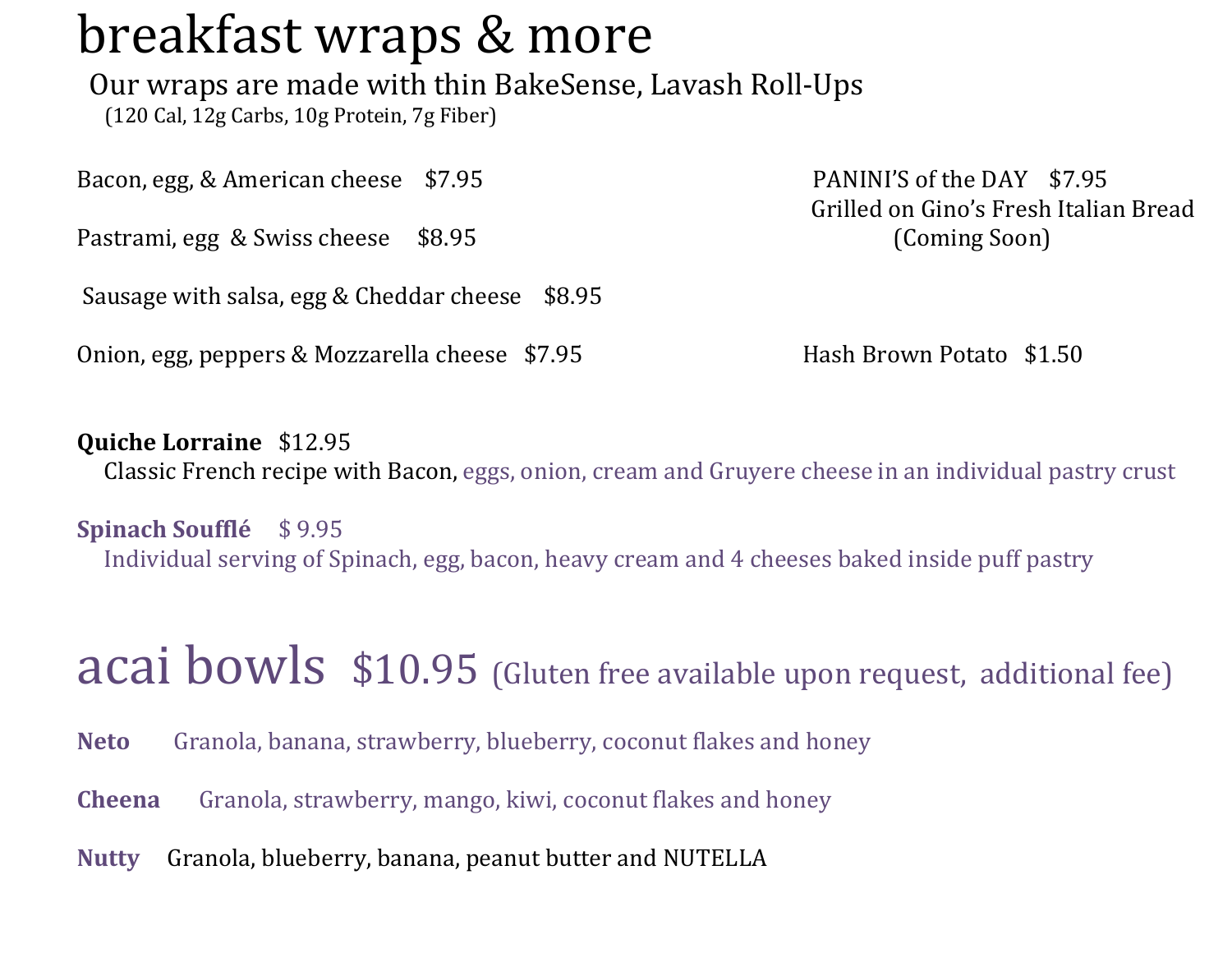# breakfast wraps & more

Our wraps are made with thin BakeSense, Lavash Roll-Ups

(120 Cal, 12g Carbs, 10g Protein, 7g Fiber)

Bacon, egg, & American cheese $7.95

Pastrami, egg & Swiss cheese $8.95

Sausage with salsa, egg & Cheddar cheese $8.95

Onion, egg, peppers & Mozzarella cheese $7.95

PANINI'S of the DAY $7.95

Grilled on Gino's Fresh Italian Bread

(Coming Soon)

Hash Brown Potato $1.50

**Quiche Lorraine** $12.95

Classic French recipe with Bacon, eggs, onion, cream and Gruyere cheese in an individual pastry crust

**Spinach Soufflé** $ 9.95

Individual serving of Spinach, egg, bacon, heavy cream and 4 cheeses baked inside puff pastry

# acai bowls $10.95 (Gluten free available upon request, additional fee)

**Neto** Granola, banana, strawberry, blueberry, coconut flakes and honey

**Cheena** Granola, strawberry, mango, kiwi, coconut flakes and honey

**Nutty** Granola, blueberry, banana, peanut butter and NUTELLA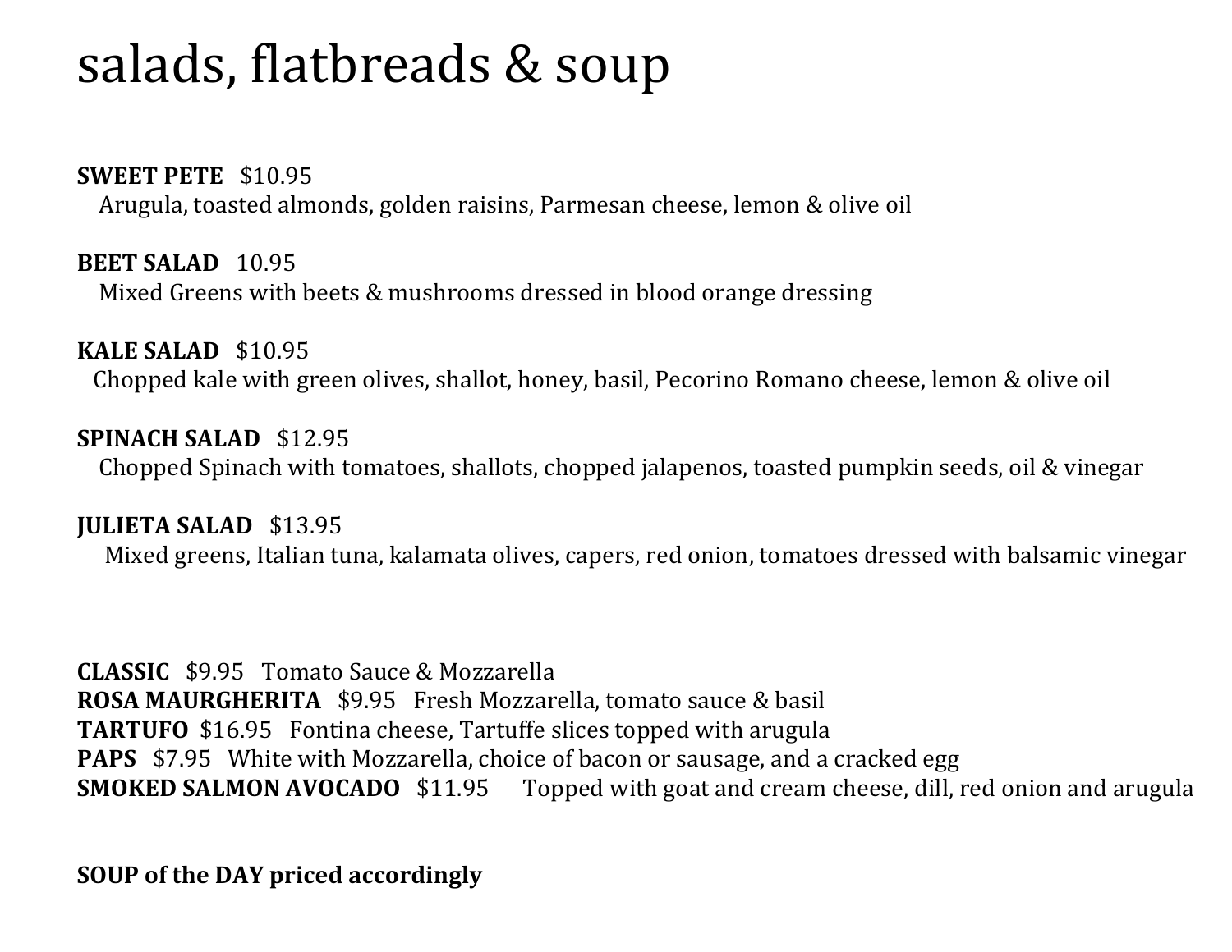# salads, flatbreads & soup

**SWEET PETE** $10.95
Arugula, toasted almonds, golden raisins, Parmesan cheese, lemon & olive oil

**BEET SALAD** 10.95
Mixed Greens with beets & mushrooms dressed in blood orange dressing

**KALE SALAD** $10.95
Chopped kale with green olives, shallot, honey, basil, Pecorino Romano cheese, lemon & olive oil

**SPINACH SALAD** $12.95
Chopped Spinach with tomatoes, shallots, chopped jalapenos, toasted pumpkin seeds, oil & vinegar

**JULIETA SALAD** $13.95
Mixed greens, Italian tuna, kalamata olives, capers, red onion, tomatoes dressed with balsamic vinegar

**CLASSIC** $9.95 Tomato Sauce & Mozzarella
**ROSA MAURGHERITA** $9.95 Fresh Mozzarella, tomato sauce & basil
**TARTUFO** $16.95 Fontina cheese, Tartuffe slices topped with arugula
**PAPS** $7.95 White with Mozzarella, choice of bacon or sausage, and a cracked egg
**SMOKED SALMON AVOCADO** $11.95 Topped with goat and cream cheese, dill, red onion and arugula

**SOUP of the DAY priced accordingly**